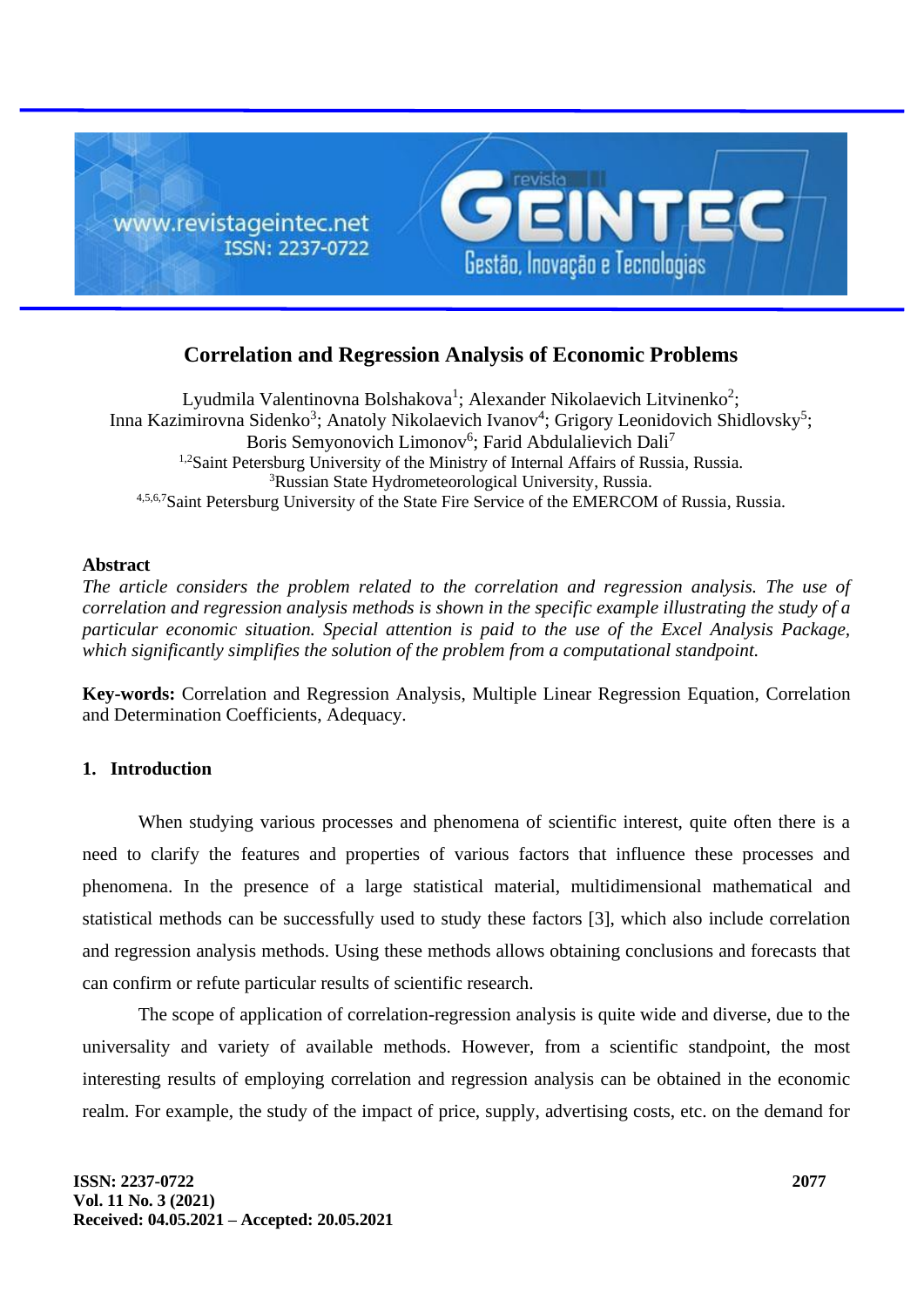# Correlation and Regression Analysis of Economic Problems

Lyudmila Valentinovna Bolshakova[1]; Alexander Nikolaevich Litvinenko[2];
Inna Kazimirovna Sidenko[3]; Anatoly Nikolaevich Ivanov[4]; Grigory Leonidovich Shidlovsky[5];
Boris Semyonovich Limonov[6]; Farid Abdulalievich Dali[7]

[1,2]Saint Petersburg University of the Ministry of Internal Affairs of Russia, Russia.
[3]Russian State Hydrometeorological University, Russia.
[4,5,6,7]Saint Petersburg University of the State Fire Service of the EMERCOM of Russia, Russia.

## Abstract

*The article considers the problem related to the correlation and regression analysis. The use of correlation and regression analysis methods is shown in the specific example illustrating the study of a particular economic situation. Special attention is paid to the use of the Excel Analysis Package, which significantly simplifies the solution of the problem from a computational standpoint.*

**Key-words:** Correlation and Regression Analysis, Multiple Linear Regression Equation, Correlation and Determination Coefficients, Adequacy.

## 1. Introduction

When studying various processes and phenomena of scientific interest, quite often there is a need to clarify the features and properties of various factors that influence these processes and phenomena. In the presence of a large statistical material, multidimensional mathematical and statistical methods can be successfully used to study these factors [3], which also include correlation and regression analysis methods. Using these methods allows obtaining conclusions and forecasts that can confirm or refute particular results of scientific research.

The scope of application of correlation-regression analysis is quite wide and diverse, due to the universality and variety of available methods. However, from a scientific standpoint, the most interesting results of employing correlation and regression analysis can be obtained in the economic realm. For example, the study of the impact of price, supply, advertising costs, etc. on the demand for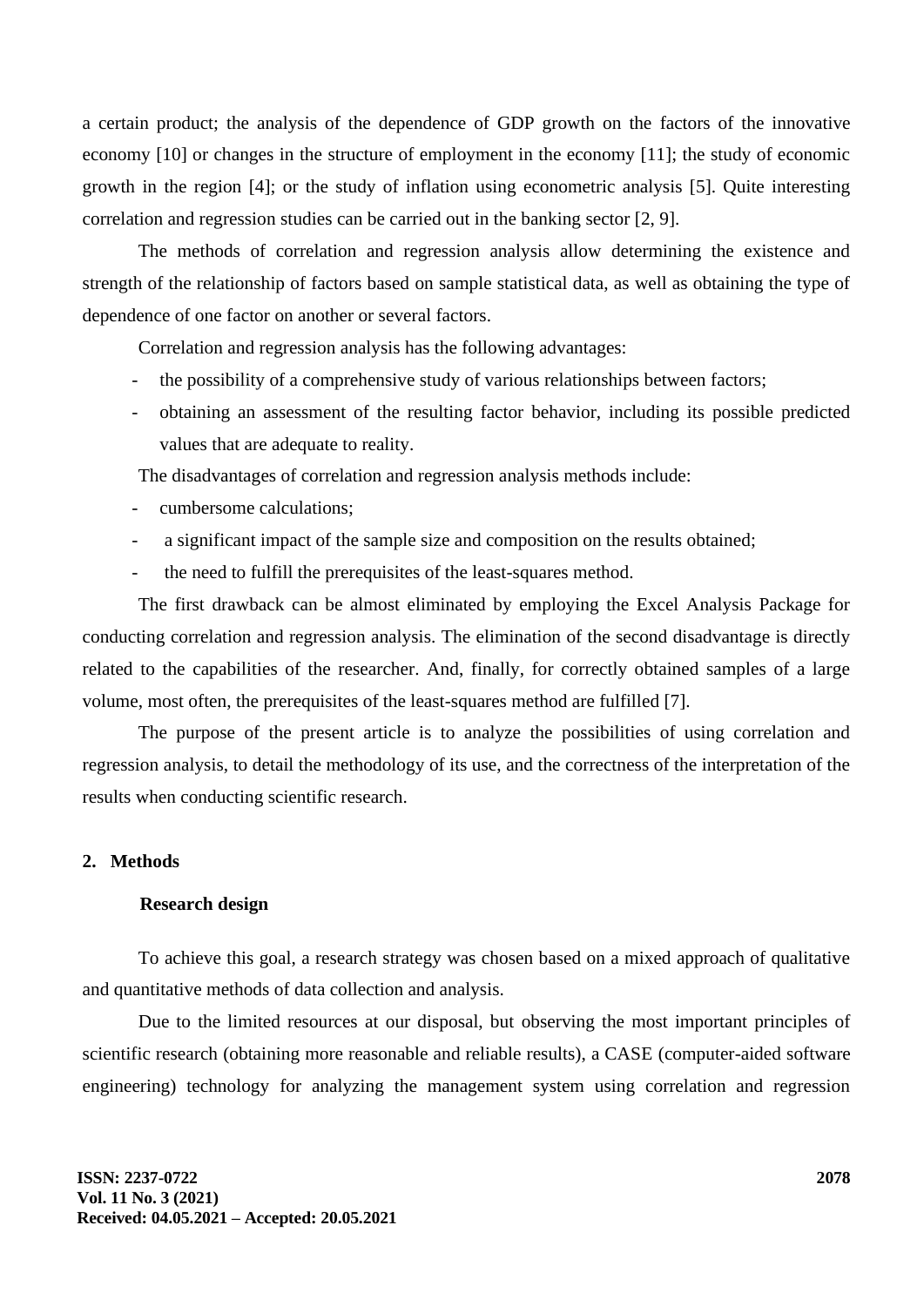a certain product; the analysis of the dependence of GDP growth on the factors of the innovative economy [10] or changes in the structure of employment in the economy [11]; the study of economic growth in the region [4]; or the study of inflation using econometric analysis [5]. Quite interesting correlation and regression studies can be carried out in the banking sector [2, 9].

The methods of correlation and regression analysis allow determining the existence and strength of the relationship of factors based on sample statistical data, as well as obtaining the type of dependence of one factor on another or several factors.

Correlation and regression analysis has the following advantages:

- the possibility of a comprehensive study of various relationships between factors;
- obtaining an assessment of the resulting factor behavior, including its possible predicted values that are adequate to reality.

The disadvantages of correlation and regression analysis methods include:

- cumbersome calculations;
- a significant impact of the sample size and composition on the results obtained;
- the need to fulfill the prerequisites of the least-squares method.

The first drawback can be almost eliminated by employing the Excel Analysis Package for conducting correlation and regression analysis. The elimination of the second disadvantage is directly related to the capabilities of the researcher. And, finally, for correctly obtained samples of a large volume, most often, the prerequisites of the least-squares method are fulfilled [7].

The purpose of the present article is to analyze the possibilities of using correlation and regression analysis, to detail the methodology of its use, and the correctness of the interpretation of the results when conducting scientific research.

## 2. Methods

### Research design

To achieve this goal, a research strategy was chosen based on a mixed approach of qualitative and quantitative methods of data collection and analysis.

Due to the limited resources at our disposal, but observing the most important principles of scientific research (obtaining more reasonable and reliable results), a CASE (computer-aided software engineering) technology for analyzing the management system using correlation and regression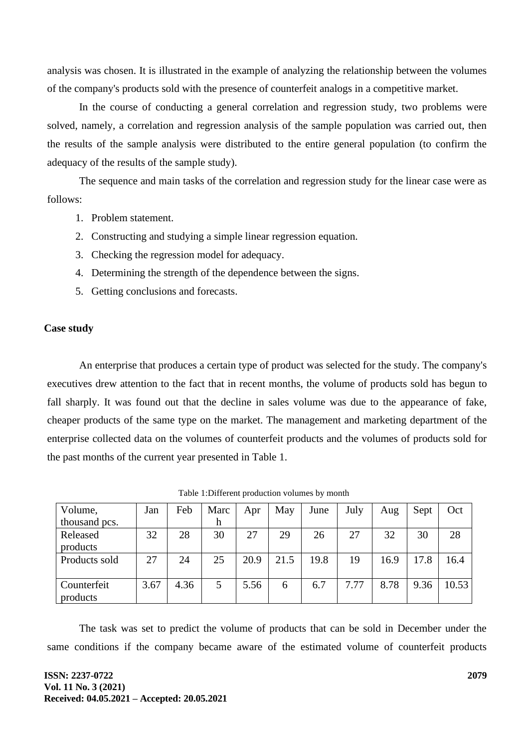analysis was chosen. It is illustrated in the example of analyzing the relationship between the volumes of the company's products sold with the presence of counterfeit analogs in a competitive market.

In the course of conducting a general correlation and regression study, two problems were solved, namely, a correlation and regression analysis of the sample population was carried out, then the results of the sample analysis were distributed to the entire general population (to confirm the adequacy of the results of the sample study).

The sequence and main tasks of the correlation and regression study for the linear case were as follows:

1. Problem statement.
2. Constructing and studying a simple linear regression equation.
3. Checking the regression model for adequacy.
4. Determining the strength of the dependence between the signs.
5. Getting conclusions and forecasts.

**Case study**

An enterprise that produces a certain type of product was selected for the study. The company's executives drew attention to the fact that in recent months, the volume of products sold has begun to fall sharply. It was found out that the decline in sales volume was due to the appearance of fake, cheaper products of the same type on the market. The management and marketing department of the enterprise collected data on the volumes of counterfeit products and the volumes of products sold for the past months of the current year presented in Table 1.

Table 1:Different production volumes by month

| Volume, thousand pcs. | Jan | Feb | March | Apr | May | June | July | Aug | Sept | Oct |
|---|---|---|---|---|---|---|---|---|---|---|
| Released products | 32 | 28 | 30 | 27 | 29 | 26 | 27 | 32 | 30 | 28 |
| Products sold | 27 | 24 | 25 | 20.9 | 21.5 | 19.8 | 19 | 16.9 | 17.8 | 16.4 |
| Counterfeit products | 3.67 | 4.36 | 5 | 5.56 | 6 | 6.7 | 7.77 | 8.78 | 9.36 | 10.53 |

The task was set to predict the volume of products that can be sold in December under the same conditions if the company became aware of the estimated volume of counterfeit products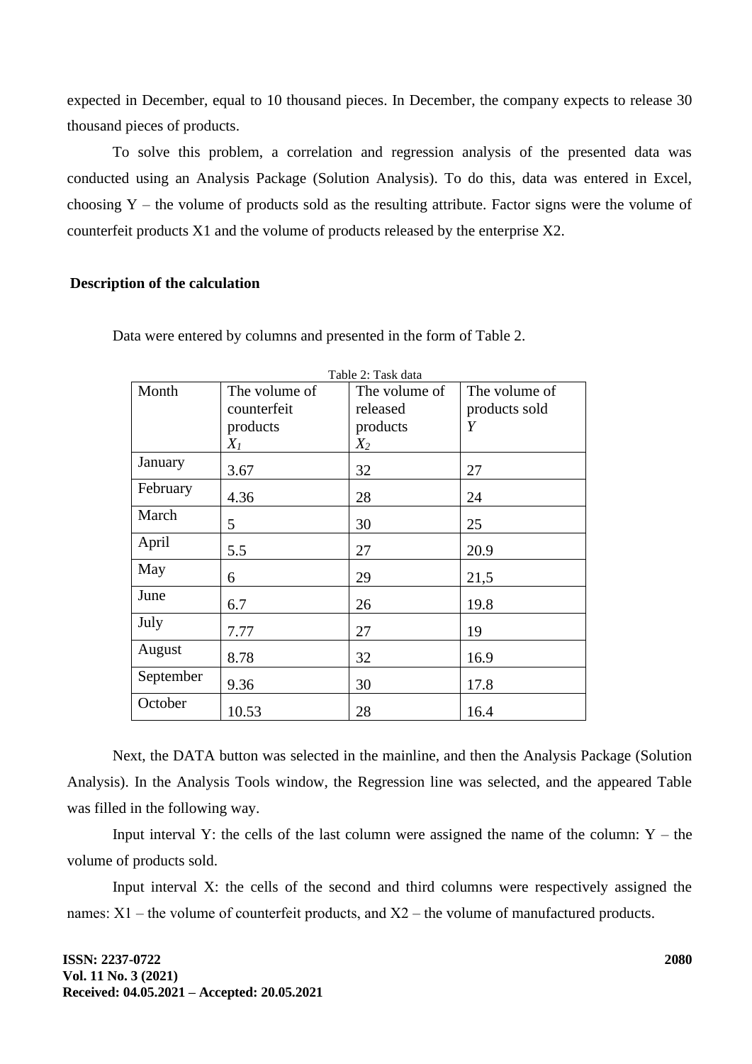expected in December, equal to 10 thousand pieces. In December, the company expects to release 30 thousand pieces of products.

To solve this problem, a correlation and regression analysis of the presented data was conducted using an Analysis Package (Solution Analysis). To do this, data was entered in Excel, choosing Y – the volume of products sold as the resulting attribute. Factor signs were the volume of counterfeit products X1 and the volume of products released by the enterprise X2.

**Description of the calculation**

Data were entered by columns and presented in the form of Table 2.

Table 2: Task data

| Month | The volume of counterfeit products $X_1$ | The volume of released products $X_2$ | The volume of products sold $Y$ |
|---|---|---|---|
| January | 3.67 | 32 | 27 |
| February | 4.36 | 28 | 24 |
| March | 5 | 30 | 25 |
| April | 5.5 | 27 | 20.9 |
| May | 6 | 29 | 21,5 |
| June | 6.7 | 26 | 19.8 |
| July | 7.77 | 27 | 19 |
| August | 8.78 | 32 | 16.9 |
| September | 9.36 | 30 | 17.8 |
| October | 10.53 | 28 | 16.4 |

Next, the DATA button was selected in the mainline, and then the Analysis Package (Solution Analysis). In the Analysis Tools window, the Regression line was selected, and the appeared Table was filled in the following way.

Input interval Y: the cells of the last column were assigned the name of the column: Y – the volume of products sold.

Input interval X: the cells of the second and third columns were respectively assigned the names: X1 – the volume of counterfeit products, and X2 – the volume of manufactured products.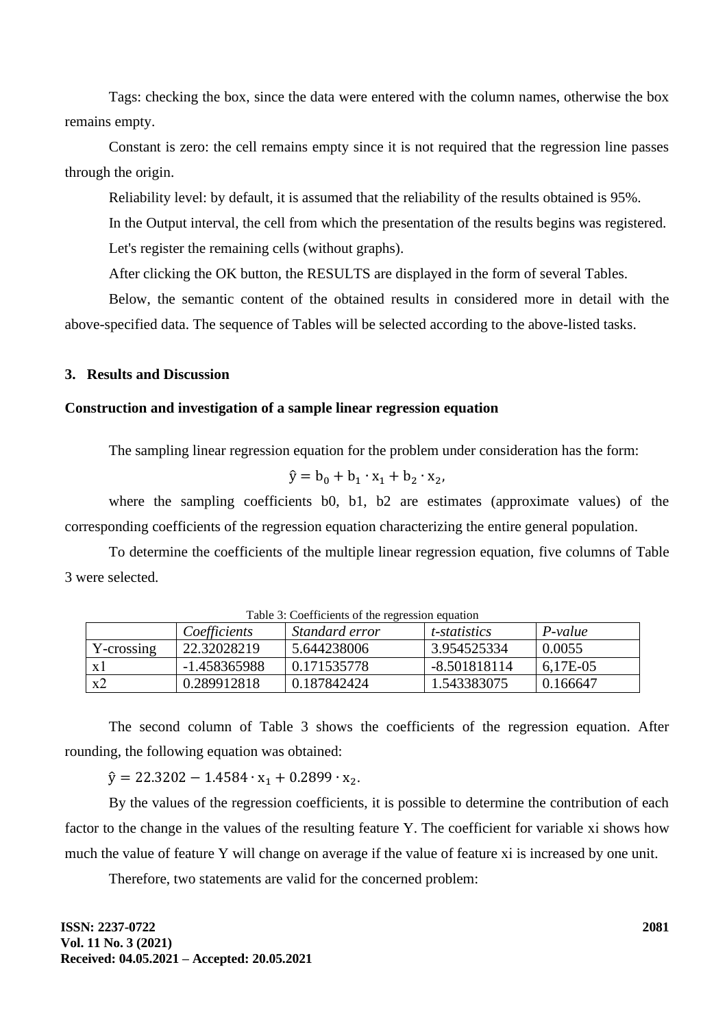Tags: checking the box, since the data were entered with the column names, otherwise the box remains empty.

Constant is zero: the cell remains empty since it is not required that the regression line passes through the origin.

Reliability level: by default, it is assumed that the reliability of the results obtained is 95%.

In the Output interval, the cell from which the presentation of the results begins was registered.

Let's register the remaining cells (without graphs).

After clicking the OK button, the RESULTS are displayed in the form of several Tables.

Below, the semantic content of the obtained results in considered more in detail with the above-specified data. The sequence of Tables will be selected according to the above-listed tasks.

## 3. Results and Discussion

### Construction and investigation of a sample linear regression equation

The sampling linear regression equation for the problem under consideration has the form:

$$\hat{y} = b_0 + b_1 \cdot x_1 + b_2 \cdot x_2,$$

where the sampling coefficients b0, b1, b2 are estimates (approximate values) of the corresponding coefficients of the regression equation characterizing the entire general population.

To determine the coefficients of the multiple linear regression equation, five columns of Table 3 were selected.

Table 3: Coefficients of the regression equation

| | *Coefficients* | *Standard error* | *t-statistics* | *P-value* |
|---|---|---|---|---|
| Y-crossing | 22.32028219 | 5.644238006 | 3.954525334 | 0.0055 |
| x1 | -1.458365988 | 0.171535778 | -8.501818114 | 6,17E-05 |
| x2 | 0.289912818 | 0.187842424 | 1.543383075 | 0.166647 |

The second column of Table 3 shows the coefficients of the regression equation. After rounding, the following equation was obtained:

$\hat{y} = 22.3202 - 1.4584 \cdot x_1 + 0.2899 \cdot x_2.$

By the values of the regression coefficients, it is possible to determine the contribution of each factor to the change in the values of the resulting feature Y. The coefficient for variable xi shows how much the value of feature Y will change on average if the value of feature xi is increased by one unit.

Therefore, two statements are valid for the concerned problem: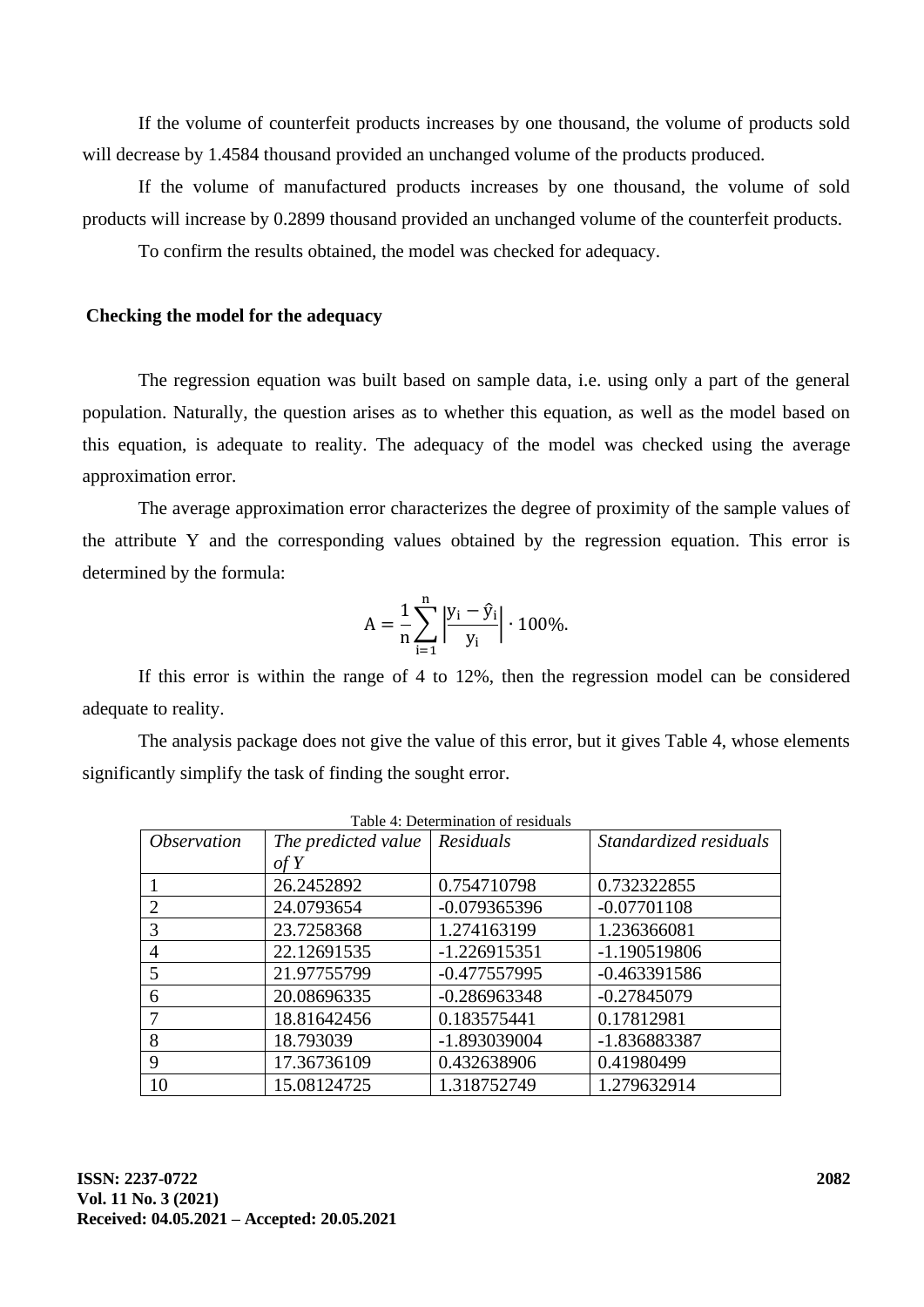If the volume of counterfeit products increases by one thousand, the volume of products sold will decrease by 1.4584 thousand provided an unchanged volume of the products produced.

If the volume of manufactured products increases by one thousand, the volume of sold products will increase by 0.2899 thousand provided an unchanged volume of the counterfeit products.

To confirm the results obtained, the model was checked for adequacy.

## Checking the model for the adequacy

The regression equation was built based on sample data, i.e. using only a part of the general population. Naturally, the question arises as to whether this equation, as well as the model based on this equation, is adequate to reality. The adequacy of the model was checked using the average approximation error.

The average approximation error characterizes the degree of proximity of the sample values of the attribute Y and the corresponding values obtained by the regression equation. This error is determined by the formula:

$$A = \frac{1}{n}\sum_{i=1}^{n}\left|\frac{y_i - \hat{y}_i}{y_i}\right| \cdot 100\%.$$

If this error is within the range of 4 to 12%, then the regression model can be considered adequate to reality.

The analysis package does not give the value of this error, but it gives Table 4, whose elements significantly simplify the task of finding the sought error.

Table 4: Determination of residuals

| *Observation* | *The predicted value of Y* | *Residuals* | *Standardized residuals* |
|---|---|---|---|
| 1 | 26.2452892 | 0.754710798 | 0.732322855 |
| 2 | 24.0793654 | -0.079365396 | -0.07701108 |
| 3 | 23.7258368 | 1.274163199 | 1.236366081 |
| 4 | 22.12691535 | -1.226915351 | -1.190519806 |
| 5 | 21.97755799 | -0.477557995 | -0.463391586 |
| 6 | 20.08696335 | -0.286963348 | -0.27845079 |
| 7 | 18.81642456 | 0.183575441 | 0.17812981 |
| 8 | 18.793039 | -1.893039004 | -1.836883387 |
| 9 | 17.36736109 | 0.432638906 | 0.41980499 |
| 10 | 15.08124725 | 1.318752749 | 1.279632914 |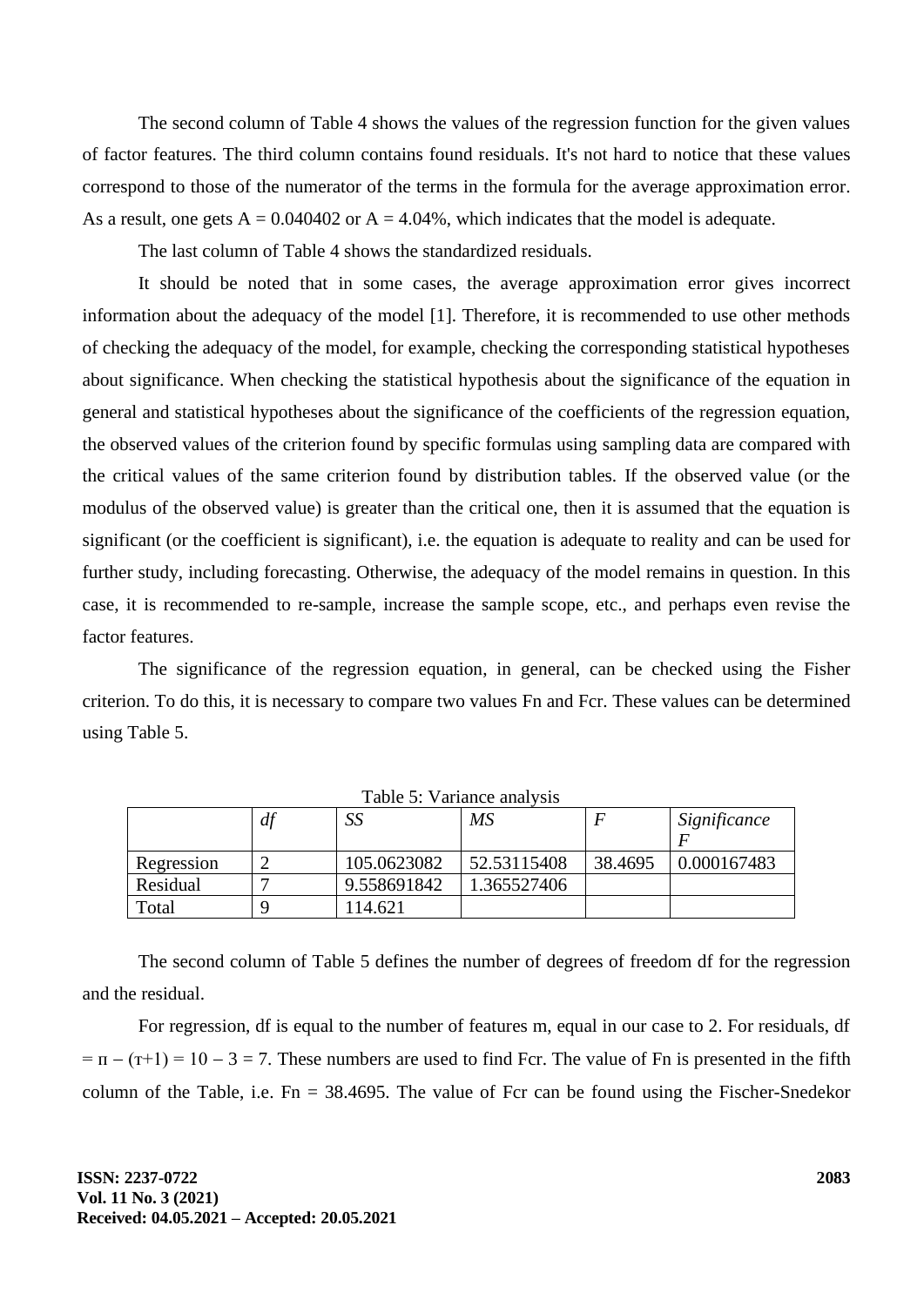The second column of Table 4 shows the values of the regression function for the given values of factor features. The third column contains found residuals. It's not hard to notice that these values correspond to those of the numerator of the terms in the formula for the average approximation error. As a result, one gets $A = 0.040402$ or $A = 4.04\%$, which indicates that the model is adequate.

The last column of Table 4 shows the standardized residuals.

It should be noted that in some cases, the average approximation error gives incorrect information about the adequacy of the model [1]. Therefore, it is recommended to use other methods of checking the adequacy of the model, for example, checking the corresponding statistical hypotheses about significance. When checking the statistical hypothesis about the significance of the equation in general and statistical hypotheses about the significance of the coefficients of the regression equation, the observed values of the criterion found by specific formulas using sampling data are compared with the critical values of the same criterion found by distribution tables. If the observed value (or the modulus of the observed value) is greater than the critical one, then it is assumed that the equation is significant (or the coefficient is significant), i.e. the equation is adequate to reality and can be used for further study, including forecasting. Otherwise, the adequacy of the model remains in question. In this case, it is recommended to re-sample, increase the sample scope, etc., and perhaps even revise the factor features.

The significance of the regression equation, in general, can be checked using the Fisher criterion. To do this, it is necessary to compare two values Fn and Fcr. These values can be determined using Table 5.

Table 5: Variance analysis

| | *df* | *SS* | *MS* | *F* | *Significance F* |
|---|---|---|---|---|---|
| Regression | 2 | 105.0623082 | 52.53115408 | 38.4695 | 0.000167483 |
| Residual | 7 | 9.558691842 | 1.365527406 | | |
| Total | 9 | 114.621 | | | |

The second column of Table 5 defines the number of degrees of freedom df for the regression and the residual.

For regression, df is equal to the number of features m, equal in our case to 2. For residuals, df $= n - (m+1) = 10 - 3 = 7$. These numbers are used to find Fcr. The value of Fn is presented in the fifth column of the Table, i.e. Fn = 38.4695. The value of Fcr can be found using the Fischer-Snedekor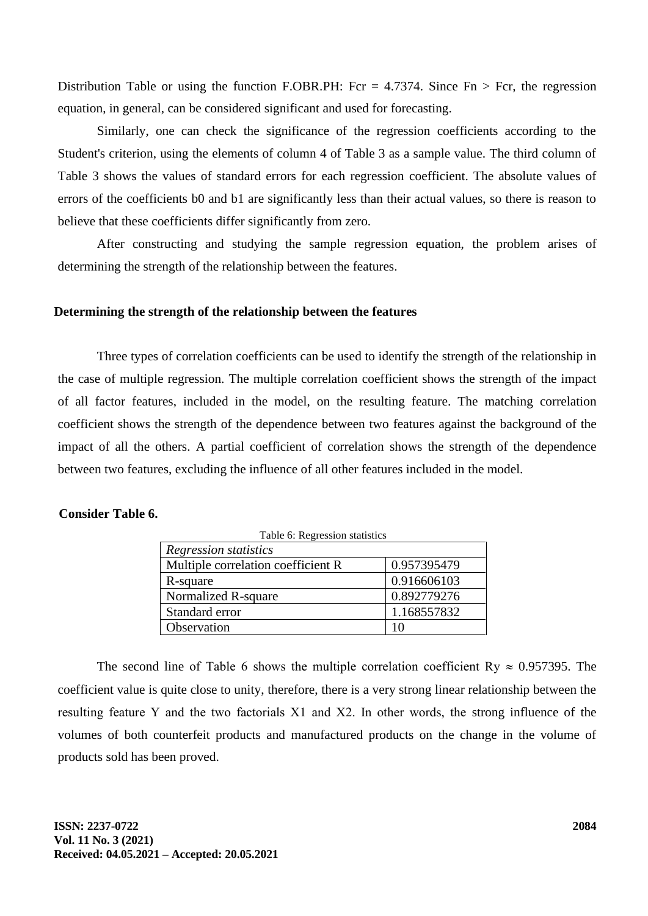Distribution Table or using the function F.OBR.PH: Fcr = 4.7374. Since Fn > Fcr, the regression equation, in general, can be considered significant and used for forecasting.

Similarly, one can check the significance of the regression coefficients according to the Student's criterion, using the elements of column 4 of Table 3 as a sample value. The third column of Table 3 shows the values of standard errors for each regression coefficient. The absolute values of errors of the coefficients b0 and b1 are significantly less than their actual values, so there is reason to believe that these coefficients differ significantly from zero.

After constructing and studying the sample regression equation, the problem arises of determining the strength of the relationship between the features.

## Determining the strength of the relationship between the features

Three types of correlation coefficients can be used to identify the strength of the relationship in the case of multiple regression. The multiple correlation coefficient shows the strength of the impact of all factor features, included in the model, on the resulting feature. The matching correlation coefficient shows the strength of the dependence between two features against the background of the impact of all the others. A partial coefficient of correlation shows the strength of the dependence between two features, excluding the influence of all other features included in the model.

**Consider Table 6.**

Table 6: Regression statistics

| *Regression statistics* | |
|---|---|
| Multiple correlation coefficient R | 0.957395479 |
| R-square | 0.916606103 |
| Normalized R-square | 0.892779276 |
| Standard error | 1.168557832 |
| Observation | 10 |

The second line of Table 6 shows the multiple correlation coefficient $R_y \approx 0.957395$. The coefficient value is quite close to unity, therefore, there is a very strong linear relationship between the resulting feature Y and the two factorials X1 and X2. In other words, the strong influence of the volumes of both counterfeit products and manufactured products on the change in the volume of products sold has been proved.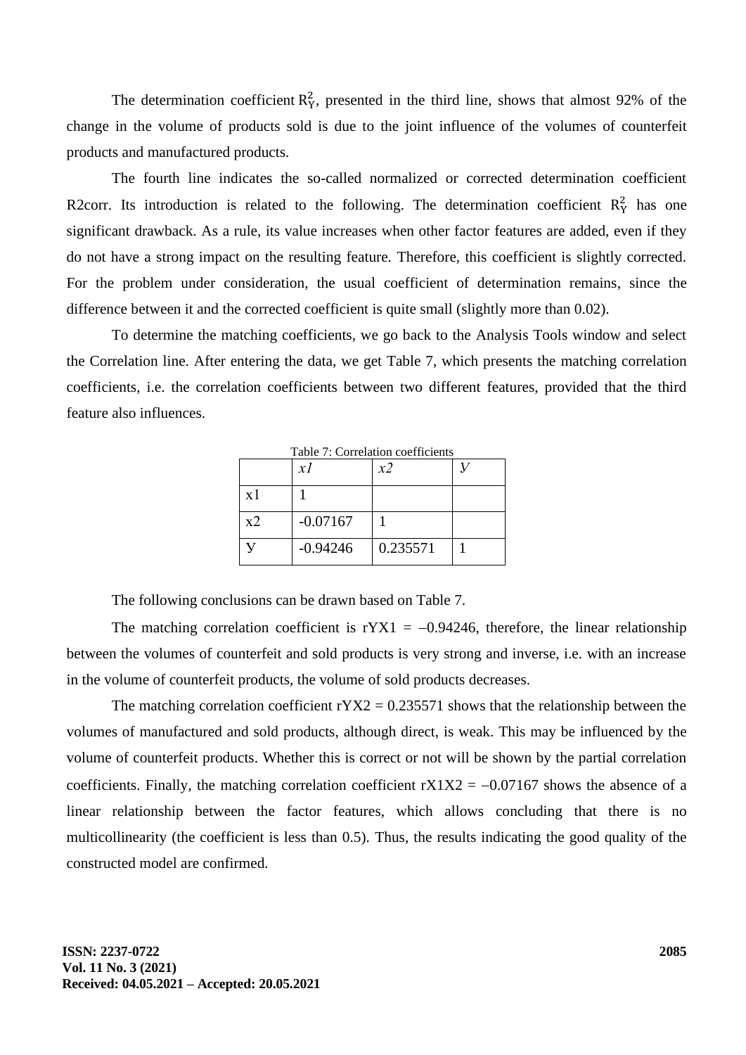The determination coefficient $R_Y^2$, presented in the third line, shows that almost 92% of the change in the volume of products sold is due to the joint influence of the volumes of counterfeit products and manufactured products.

The fourth line indicates the so-called normalized or corrected determination coefficient R2corr. Its introduction is related to the following. The determination coefficient $R_Y^2$ has one significant drawback. As a rule, its value increases when other factor features are added, even if they do not have a strong impact on the resulting feature. Therefore, this coefficient is slightly corrected. For the problem under consideration, the usual coefficient of determination remains, since the difference between it and the corrected coefficient is quite small (slightly more than 0.02).

To determine the matching coefficients, we go back to the Analysis Tools window and select the Correlation line. After entering the data, we get Table 7, which presents the matching correlation coefficients, i.e. the correlation coefficients between two different features, provided that the third feature also influences.

Table 7: Correlation coefficients

| | *x1* | *x2* | *У* |
|---|---|---|---|
| x1 | 1 | | |
| x2 | -0.07167 | 1 | |
| У | -0.94246 | 0.235571 | 1 |

The following conclusions can be drawn based on Table 7.

The matching correlation coefficient is $r_{YX1} = -0.94246$, therefore, the linear relationship between the volumes of counterfeit and sold products is very strong and inverse, i.e. with an increase in the volume of counterfeit products, the volume of sold products decreases.

The matching correlation coefficient $r_{YX2} = 0.235571$ shows that the relationship between the volumes of manufactured and sold products, although direct, is weak. This may be influenced by the volume of counterfeit products. Whether this is correct or not will be shown by the partial correlation coefficients. Finally, the matching correlation coefficient $r_{X1X2} = -0.07167$ shows the absence of a linear relationship between the factor features, which allows concluding that there is no multicollinearity (the coefficient is less than 0.5). Thus, the results indicating the good quality of the constructed model are confirmed.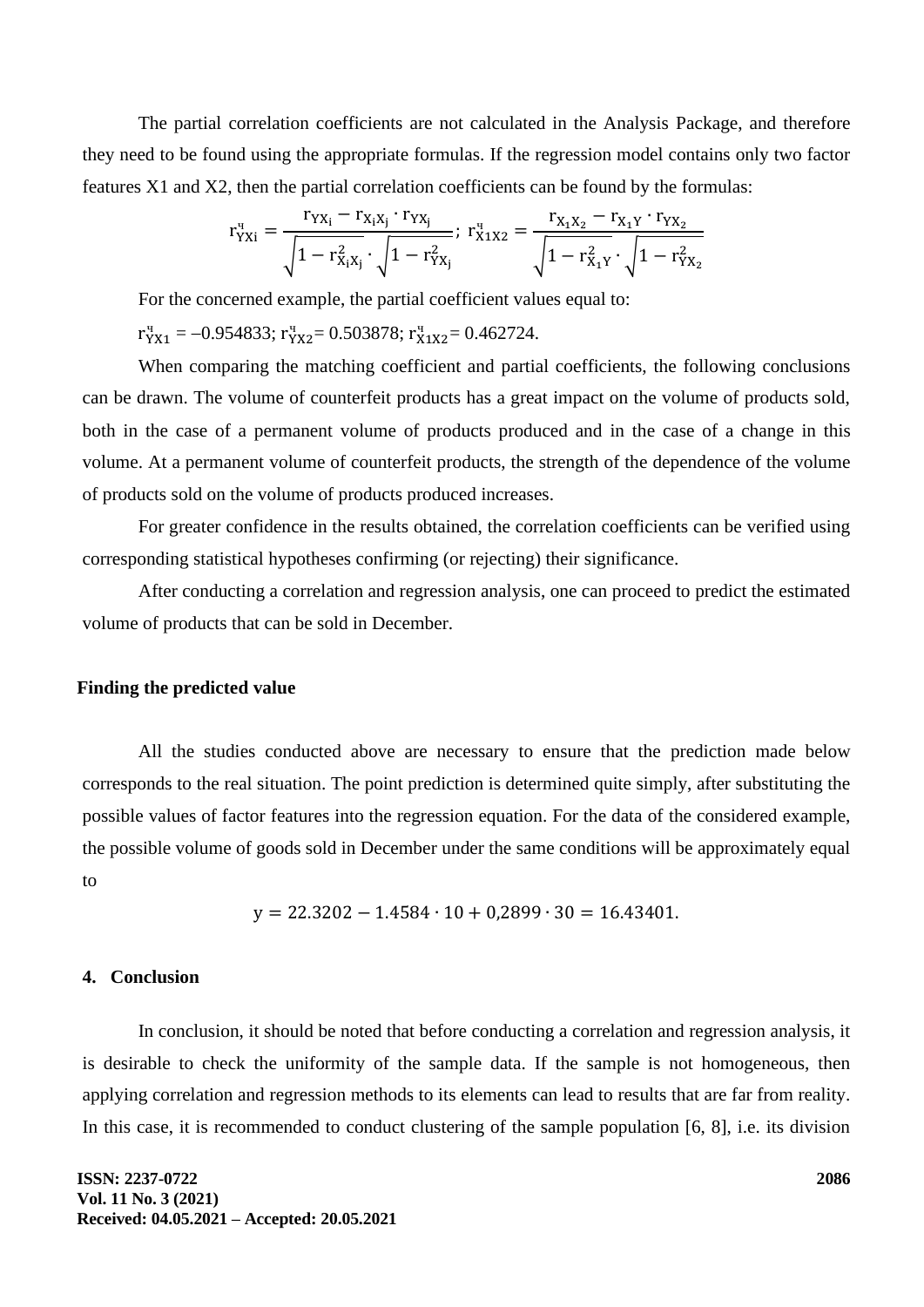The partial correlation coefficients are not calculated in the Analysis Package, and therefore they need to be found using the appropriate formulas. If the regression model contains only two factor features X1 and X2, then the partial correlation coefficients can be found by the formulas:

$$r^{ч}_{YXi} = \frac{r_{YX_i} - r_{X_iX_j} \cdot r_{YX_j}}{\sqrt{1 - r^2_{X_iX_j}} \cdot \sqrt{1 - r^2_{YX_j}}}; \; r^{ч}_{X1X2} = \frac{r_{X_1X_2} - r_{X_1Y} \cdot r_{YX_2}}{\sqrt{1 - r^2_{X_1Y}} \cdot \sqrt{1 - r^2_{YX_2}}}$$

For the concerned example, the partial coefficient values equal to:

$r^{ч}_{YX1} = -0.954833$; $r^{ч}_{YX2} = 0.503878$; $r^{ч}_{X1X2} = 0.462724$.

When comparing the matching coefficient and partial coefficients, the following conclusions can be drawn. The volume of counterfeit products has a great impact on the volume of products sold, both in the case of a permanent volume of products produced and in the case of a change in this volume. At a permanent volume of counterfeit products, the strength of the dependence of the volume of products sold on the volume of products produced increases.

For greater confidence in the results obtained, the correlation coefficients can be verified using corresponding statistical hypotheses confirming (or rejecting) their significance.

After conducting a correlation and regression analysis, one can proceed to predict the estimated volume of products that can be sold in December.

**Finding the predicted value**

All the studies conducted above are necessary to ensure that the prediction made below corresponds to the real situation. The point prediction is determined quite simply, after substituting the possible values of factor features into the regression equation. For the data of the considered example, the possible volume of goods sold in December under the same conditions will be approximately equal to

$$y = 22.3202 - 1.4584 \cdot 10 + 0{,}2899 \cdot 30 = 16.43401.$$

## 4. Conclusion

In conclusion, it should be noted that before conducting a correlation and regression analysis, it is desirable to check the uniformity of the sample data. If the sample is not homogeneous, then applying correlation and regression methods to its elements can lead to results that are far from reality. In this case, it is recommended to conduct clustering of the sample population [6, 8], i.e. its division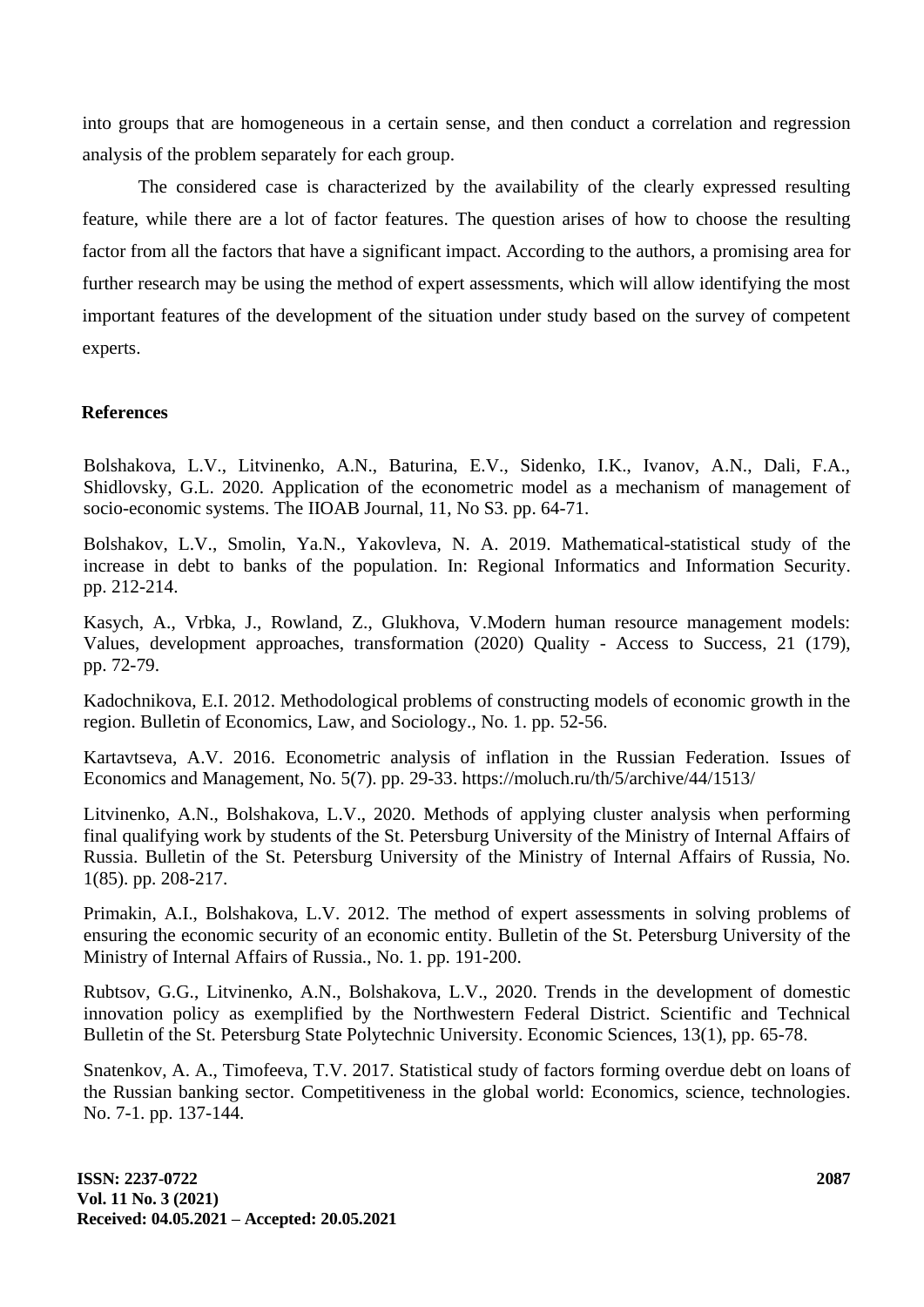into groups that are homogeneous in a certain sense, and then conduct a correlation and regression analysis of the problem separately for each group.

The considered case is characterized by the availability of the clearly expressed resulting feature, while there are a lot of factor features. The question arises of how to choose the resulting factor from all the factors that have a significant impact. According to the authors, a promising area for further research may be using the method of expert assessments, which will allow identifying the most important features of the development of the situation under study based on the survey of competent experts.

## References

Bolshakova, L.V., Litvinenko, A.N., Baturina, E.V., Sidenko, I.K., Ivanov, A.N., Dali, F.A., Shidlovsky, G.L. 2020. Application of the econometric model as a mechanism of management of socio-economic systems. The IIOAB Journal, 11, No S3. pp. 64-71.

Bolshakov, L.V., Smolin, Ya.N., Yakovleva, N. A. 2019. Mathematical-statistical study of the increase in debt to banks of the population. In: Regional Informatics and Information Security. pp. 212-214.

Kasych, A., Vrbka, J., Rowland, Z., Glukhova, V.Modern human resource management models: Values, development approaches, transformation (2020) Quality - Access to Success, 21 (179), pp. 72-79.

Kadochnikova, E.I. 2012. Methodological problems of constructing models of economic growth in the region. Bulletin of Economics, Law, and Sociology., No. 1. pp. 52-56.

Kartavtseva, A.V. 2016. Econometric analysis of inflation in the Russian Federation. Issues of Economics and Management, No. 5(7). pp. 29-33. https://moluch.ru/th/5/archive/44/1513/

Litvinenko, A.N., Bolshakova, L.V., 2020. Methods of applying cluster analysis when performing final qualifying work by students of the St. Petersburg University of the Ministry of Internal Affairs of Russia. Bulletin of the St. Petersburg University of the Ministry of Internal Affairs of Russia, No. 1(85). pp. 208-217.

Primakin, A.I., Bolshakova, L.V. 2012. The method of expert assessments in solving problems of ensuring the economic security of an economic entity. Bulletin of the St. Petersburg University of the Ministry of Internal Affairs of Russia., No. 1. pp. 191-200.

Rubtsov, G.G., Litvinenko, A.N., Bolshakova, L.V., 2020. Trends in the development of domestic innovation policy as exemplified by the Northwestern Federal District. Scientific and Technical Bulletin of the St. Petersburg State Polytechnic University. Economic Sciences, 13(1), pp. 65-78.

Snatenkov, A. A., Timofeeva, T.V. 2017. Statistical study of factors forming overdue debt on loans of the Russian banking sector. Competitiveness in the global world: Economics, science, technologies. No. 7-1. pp. 137-144.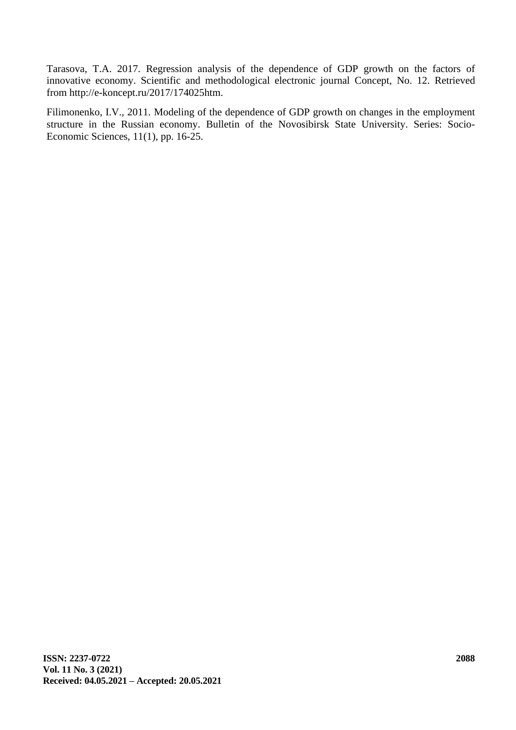Tarasova, T.A. 2017. Regression analysis of the dependence of GDP growth on the factors of innovative economy. Scientific and methodological electronic journal Concept, No. 12. Retrieved from http://e-koncept.ru/2017/174025htm.

Filimonenko, I.V., 2011. Modeling of the dependence of GDP growth on changes in the employment structure in the Russian economy. Bulletin of the Novosibirsk State University. Series: Socio-Economic Sciences, 11(1), pp. 16-25.